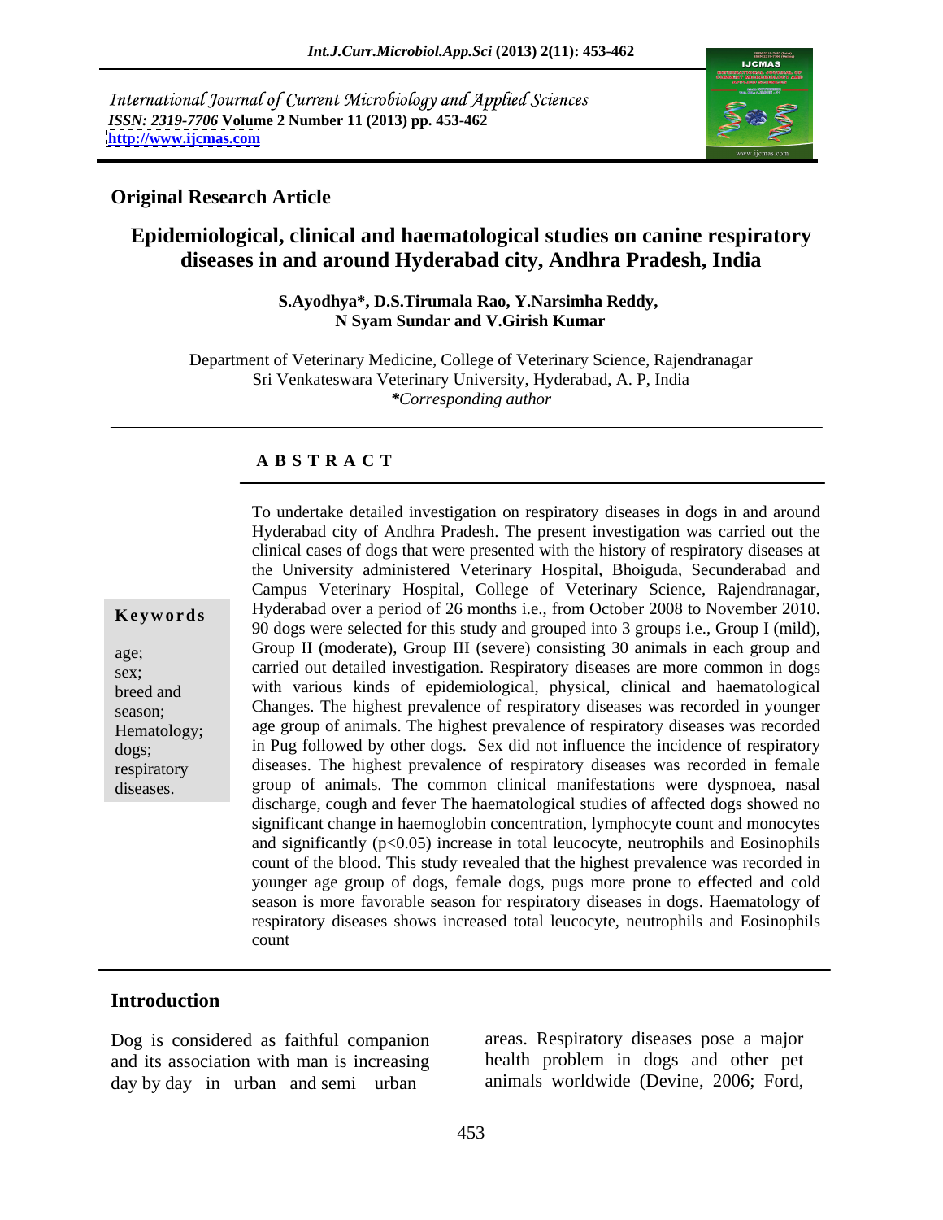International Journal of Current Microbiology and Applied Sciences
*ISSN: 2319-7706* **Volume 2 Number 11 (2013) pp. 453-462**
**http://www.ijcmas.com**

**Original Research Article**

# Epidemiological, clinical and haematological studies on canine respiratory diseases in and around Hyderabad city, Andhra Pradesh, India

**S.Ayodhya\*, D.S.Tirumala Rao, Y.Narsimha Reddy, N Syam Sundar and V.Girish Kumar**

Department of Veterinary Medicine, College of Veterinary Science, Rajendranagar
Sri Venkateswara Veterinary University, Hyderabad, A. P, India
*\*Corresponding author*

## A B S T R A C T

**Keywords**

age; sex; breed and season; Hematology; dogs; respiratory diseases.

To undertake detailed investigation on respiratory diseases in dogs in and around Hyderabad city of Andhra Pradesh. The present investigation was carried out the clinical cases of dogs that were presented with the history of respiratory diseases at the University administered Veterinary Hospital, Bhoiguda, Secunderabad and Campus Veterinary Hospital, College of Veterinary Science, Rajendranagar, Hyderabad over a period of 26 months i.e., from October 2008 to November 2010. 90 dogs were selected for this study and grouped into 3 groups i.e., Group I (mild), Group II (moderate), Group III (severe) consisting 30 animals in each group and carried out detailed investigation. Respiratory diseases are more common in dogs with various kinds of epidemiological, physical, clinical and haematological Changes. The highest prevalence of respiratory diseases was recorded in younger age group of animals. The highest prevalence of respiratory diseases was recorded in Pug followed by other dogs. Sex did not influence the incidence of respiratory diseases. The highest prevalence of respiratory diseases was recorded in female group of animals. The common clinical manifestations were dyspnoea, nasal discharge, cough and fever The haematological studies of affected dogs showed no significant change in haemoglobin concentration, lymphocyte count and monocytes and significantly ($p<0.05$) increase in total leucocyte, neutrophils and Eosinophils count of the blood. This study revealed that the highest prevalence was recorded in younger age group of dogs, female dogs, pugs more prone to effected and cold season is more favorable season for respiratory diseases in dogs. Haematology of respiratory diseases shows increased total leucocyte, neutrophils and Eosinophils count

## Introduction

Dog is considered as faithful companion and its association with man is increasing day by day in urban and semi urban areas. Respiratory diseases pose a major health problem in dogs and other pet animals worldwide (Devine, 2006; Ford,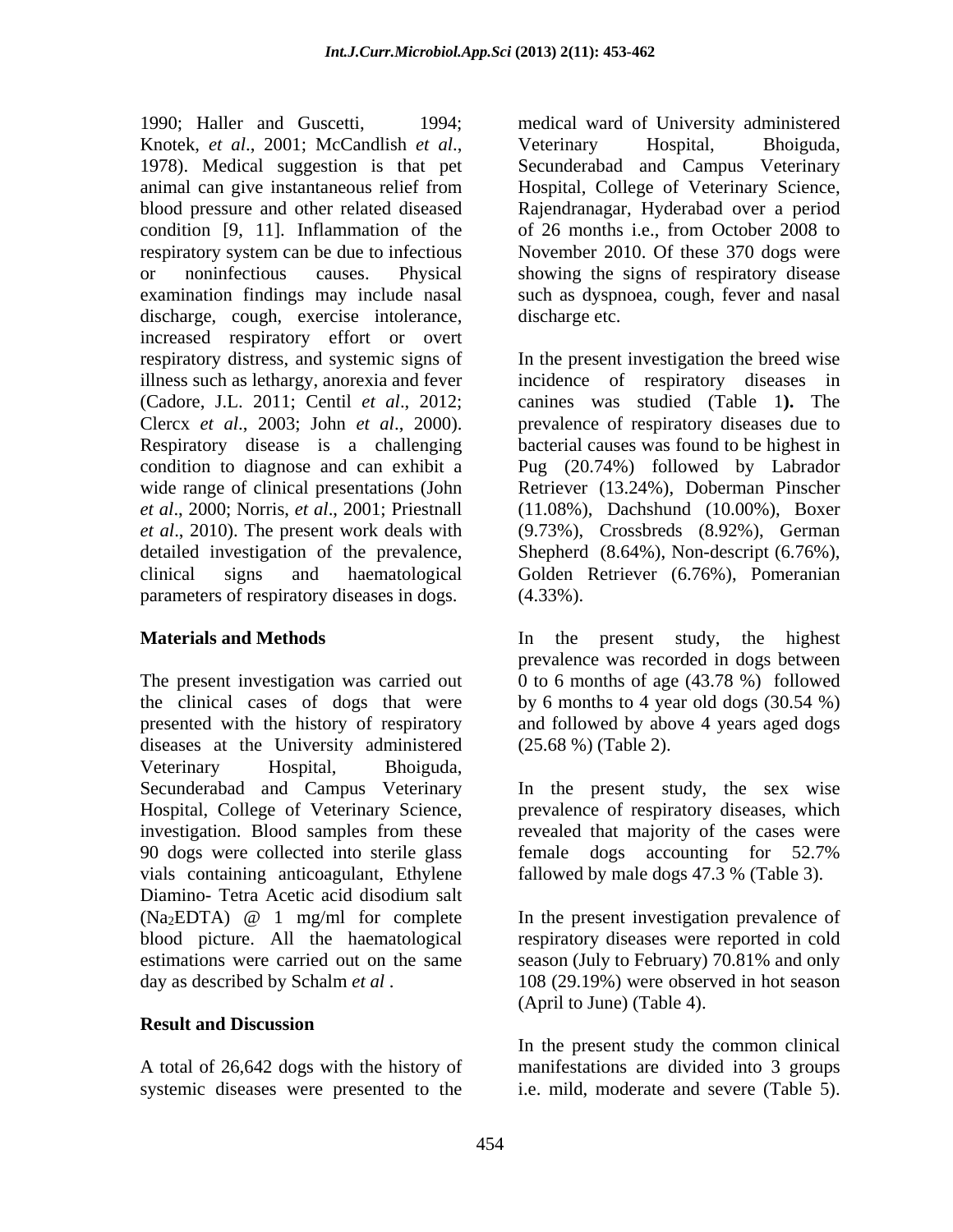1990; Haller and Guscetti, 1994; Knotek, *et al*., 2001; McCandlish *et al*., 1978). Medical suggestion is that pet animal can give instantaneous relief from blood pressure and other related diseased condition [9, 11]. Inflammation of the respiratory system can be due to infectious or noninfectious causes. Physical examination findings may include nasal discharge, cough, exercise intolerance, increased respiratory effort or overt respiratory distress, and systemic signs of illness such as lethargy, anorexia and fever (Cadore, J.L. 2011; Centil *et al*., 2012; Clercx *et al*., 2003; John *et al*., 2000). Respiratory disease is a challenging condition to diagnose and can exhibit a wide range of clinical presentations (John *et al*., 2000; Norris, *et al*., 2001; Priestnall *et al*., 2010). The present work deals with detailed investigation of the prevalence, clinical signs and haematological parameters of respiratory diseases in dogs.

## Materials and Methods

The present investigation was carried out the clinical cases of dogs that were presented with the history of respiratory diseases at the University administered Veterinary Hospital, Bhoiguda, Secunderabad and Campus Veterinary Hospital, College of Veterinary Science, investigation. Blood samples from these 90 dogs were collected into sterile glass vials containing anticoagulant, Ethylene Diamino- Tetra Acetic acid disodium salt ($Na_2EDTA$) @ 1 mg/ml for complete blood picture. All the haematological estimations were carried out on the same day as described by Schalm *et al* .

## Result and Discussion

A total of 26,642 dogs with the history of systemic diseases were presented to the medical ward of University administered Veterinary Hospital, Bhoiguda, Secunderabad and Campus Veterinary Hospital, College of Veterinary Science, Rajendranagar, Hyderabad over a period of 26 months i.e., from October 2008 to November 2010. Of these 370 dogs were showing the signs of respiratory disease such as dyspnoea, cough, fever and nasal discharge etc.

In the present investigation the breed wise incidence of respiratory diseases in canines was studied (Table 1**).** The prevalence of respiratory diseases due to bacterial causes was found to be highest in Pug (20.74%) followed by Labrador Retriever (13.24%), Doberman Pinscher (11.08%), Dachshund (10.00%), Boxer (9.73%), Crossbreds (8.92%), German Shepherd (8.64%), Non-descript (6.76%), Golden Retriever (6.76%), Pomeranian (4.33%).

In the present study, the highest prevalence was recorded in dogs between 0 to 6 months of age (43.78 %) followed by 6 months to 4 year old dogs (30.54 %) and followed by above 4 years aged dogs (25.68 %) (Table 2).

In the present study, the sex wise prevalence of respiratory diseases, which revealed that majority of the cases were female dogs accounting for 52.7% fallowed by male dogs 47.3 % (Table 3).

In the present investigation prevalence of respiratory diseases were reported in cold season (July to February) 70.81% and only 108 (29.19%) were observed in hot season (April to June) (Table 4).

In the present study the common clinical manifestations are divided into 3 groups i.e. mild, moderate and severe (Table 5).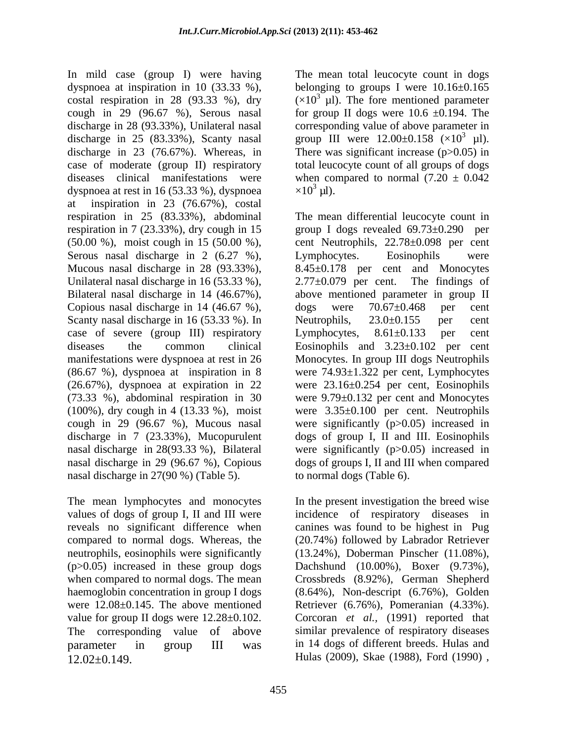In mild case (group I) were having dyspnoea at inspiration in 10 (33.33 %), costal respiration in 28 (93.33 %), dry cough in 29 (96.67 %), Serous nasal discharge in 28 (93.33%), Unilateral nasal discharge in 25 (83.33%), Scanty nasal discharge in 23 (76.67%). Whereas, in case of moderate (group II) respiratory diseases clinical manifestations were dyspnoea at rest in 16 (53.33 %), dyspnoea at inspiration in 23 (76.67%), costal respiration in 25 (83.33%), abdominal respiration in 7 (23.33%), dry cough in 15 (50.00 %), moist cough in 15 (50.00 %), Serous nasal discharge in 2 (6.27 %), Mucous nasal discharge in 28 (93.33%), Unilateral nasal discharge in 16 (53.33 %), Bilateral nasal discharge in 14 (46.67%), Copious nasal discharge in 14 (46.67 %), Scanty nasal discharge in 16 (53.33 %). In case of severe (group III) respiratory diseases the common clinical manifestations were dyspnoea at rest in 26 (86.67 %), dyspnoea at inspiration in 8 (26.67%), dyspnoea at expiration in 22 (73.33 %), abdominal respiration in 30 (100%), dry cough in 4 (13.33 %), moist cough in 29 (96.67 %), Mucous nasal discharge in 7 (23.33%), Mucopurulent nasal discharge in 28(93.33 %), Bilateral nasal discharge in 29 (96.67 %), Copious nasal discharge in 27(90 %) (Table 5).

The mean lymphocytes and monocytes values of dogs of group I, II and III were reveals no significant difference when compared to normal dogs. Whereas, the neutrophils, eosinophils were significantly ($p>0.05$) increased in these group dogs when compared to normal dogs. The mean haemoglobin concentration in group I dogs were 12.08±0.145. The above mentioned value for group II dogs were 12.28±0.102. The corresponding value of above parameter in group III was 12.02±0.149.

The mean total leucocyte count in dogs belonging to groups I were 10.16±0.165 ($\times10^3$ µl). The fore mentioned parameter for group II dogs were 10.6 ±0.194. The corresponding value of above parameter in group III were 12.00±0.158 ($\times10^3$ µl). There was significant increase ($p>0.05$) in total leucocyte count of all groups of dogs when compared to normal (7.20 ± 0.042 $\times10^3$ µl).

The mean differential leucocyte count in group I dogs revealed 69.73±0.290 per cent Neutrophils, 22.78±0.098 per cent Lymphocytes. Eosinophils were 8.45±0.178 per cent and Monocytes 2.77±0.079 per cent. The findings of above mentioned parameter in group II dogs were 70.67±0.468 per cent Neutrophils, 23.0±0.155 per cent Lymphocytes, 8.61±0.133 per cent Eosinophils and 3.23±0.102 per cent Monocytes. In group III dogs Neutrophils were 74.93±1.322 per cent, Lymphocytes were 23.16±0.254 per cent, Eosinophils were 9.79±0.132 per cent and Monocytes were 3.35±0.100 per cent. Neutrophils were significantly ($p>0.05$) increased in dogs of group I, II and III. Eosinophils were significantly ($p>0.05$) increased in dogs of groups I, II and III when compared to normal dogs (Table 6).

In the present investigation the breed wise incidence of respiratory diseases in canines was found to be highest in Pug (20.74%) followed by Labrador Retriever (13.24%), Doberman Pinscher (11.08%), Dachshund (10.00%), Boxer (9.73%), Crossbreds (8.92%), German Shepherd (8.64%), Non-descript (6.76%), Golden Retriever (6.76%), Pomeranian (4.33%). Corcoran *et al.,* (1991) reported that similar prevalence of respiratory diseases in 14 dogs of different breeds. Hulas and Hulas (2009), Skae (1988), Ford (1990) ,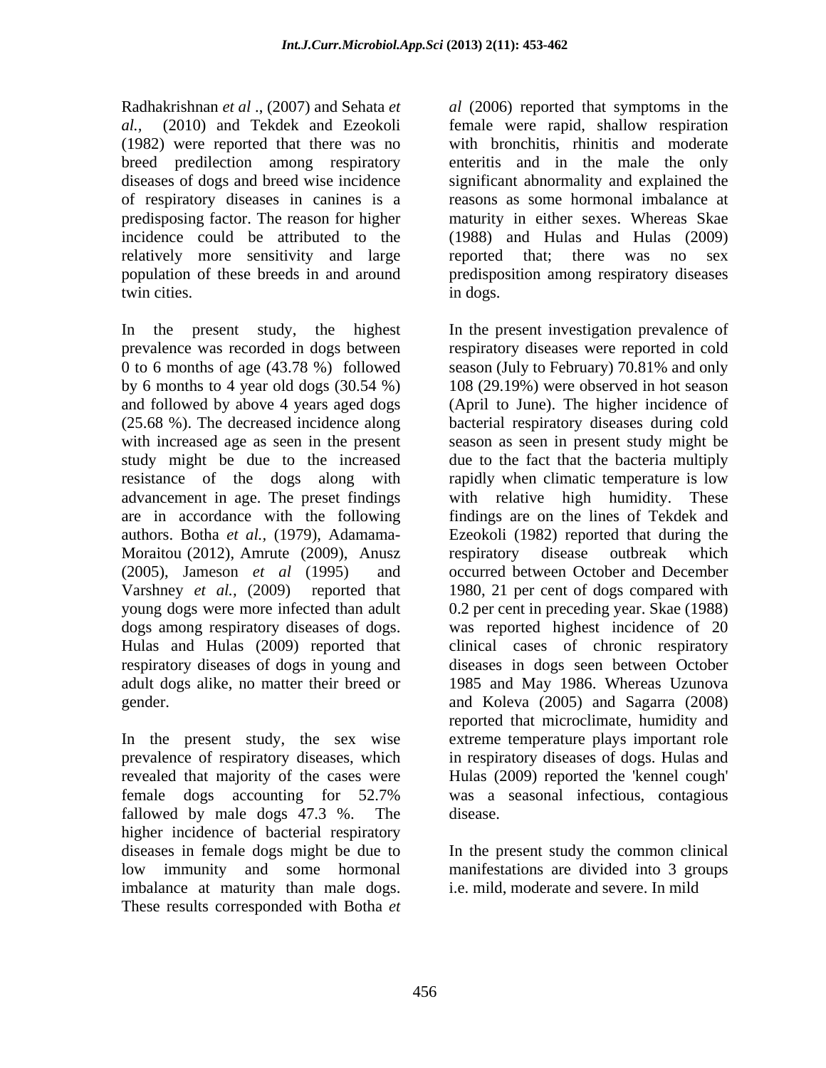Radhakrishnan *et al* ., (2007) and Sehata *et al.,* (2010) and Tekdek and Ezeokoli (1982) were reported that there was no breed predilection among respiratory diseases of dogs and breed wise incidence of respiratory diseases in canines is a predisposing factor. The reason for higher incidence could be attributed to the relatively more sensitivity and large population of these breeds in and around twin cities.

In the present study, the highest prevalence was recorded in dogs between 0 to 6 months of age (43.78 %) followed by 6 months to 4 year old dogs (30.54 %) and followed by above 4 years aged dogs (25.68 %). The decreased incidence along with increased age as seen in the present study might be due to the increased resistance of the dogs along with advancement in age. The preset findings are in accordance with the following authors. Botha *et al.,* (1979), Adamama-Moraitou (2012), Amrute (2009), Anusz (2005), Jameson *et al* (1995) and Varshney *et al.,* (2009) reported that young dogs were more infected than adult dogs among respiratory diseases of dogs. Hulas and Hulas (2009) reported that respiratory diseases of dogs in young and adult dogs alike, no matter their breed or gender.

In the present study, the sex wise prevalence of respiratory diseases, which revealed that majority of the cases were female dogs accounting for 52.7% fallowed by male dogs 47.3 %. The higher incidence of bacterial respiratory diseases in female dogs might be due to low immunity and some hormonal imbalance at maturity than male dogs. These results corresponded with Botha *et al* (2006) reported that symptoms in the female were rapid, shallow respiration with bronchitis, rhinitis and moderate enteritis and in the male the only significant abnormality and explained the reasons as some hormonal imbalance at maturity in either sexes. Whereas Skae (1988) and Hulas and Hulas (2009) reported that; there was no sex predisposition among respiratory diseases in dogs.

In the present investigation prevalence of respiratory diseases were reported in cold season (July to February) 70.81% and only 108 (29.19%) were observed in hot season (April to June). The higher incidence of bacterial respiratory diseases during cold season as seen in present study might be due to the fact that the bacteria multiply rapidly when climatic temperature is low with relative high humidity. These findings are on the lines of Tekdek and Ezeokoli (1982) reported that during the respiratory disease outbreak which occurred between October and December 1980, 21 per cent of dogs compared with 0.2 per cent in preceding year. Skae (1988) was reported highest incidence of 20 clinical cases of chronic respiratory diseases in dogs seen between October 1985 and May 1986. Whereas Uzunova and Koleva (2005) and Sagarra (2008) reported that microclimate, humidity and extreme temperature plays important role in respiratory diseases of dogs. Hulas and Hulas (2009) reported the 'kennel cough' was a seasonal infectious, contagious disease.

In the present study the common clinical manifestations are divided into 3 groups i.e. mild, moderate and severe. In mild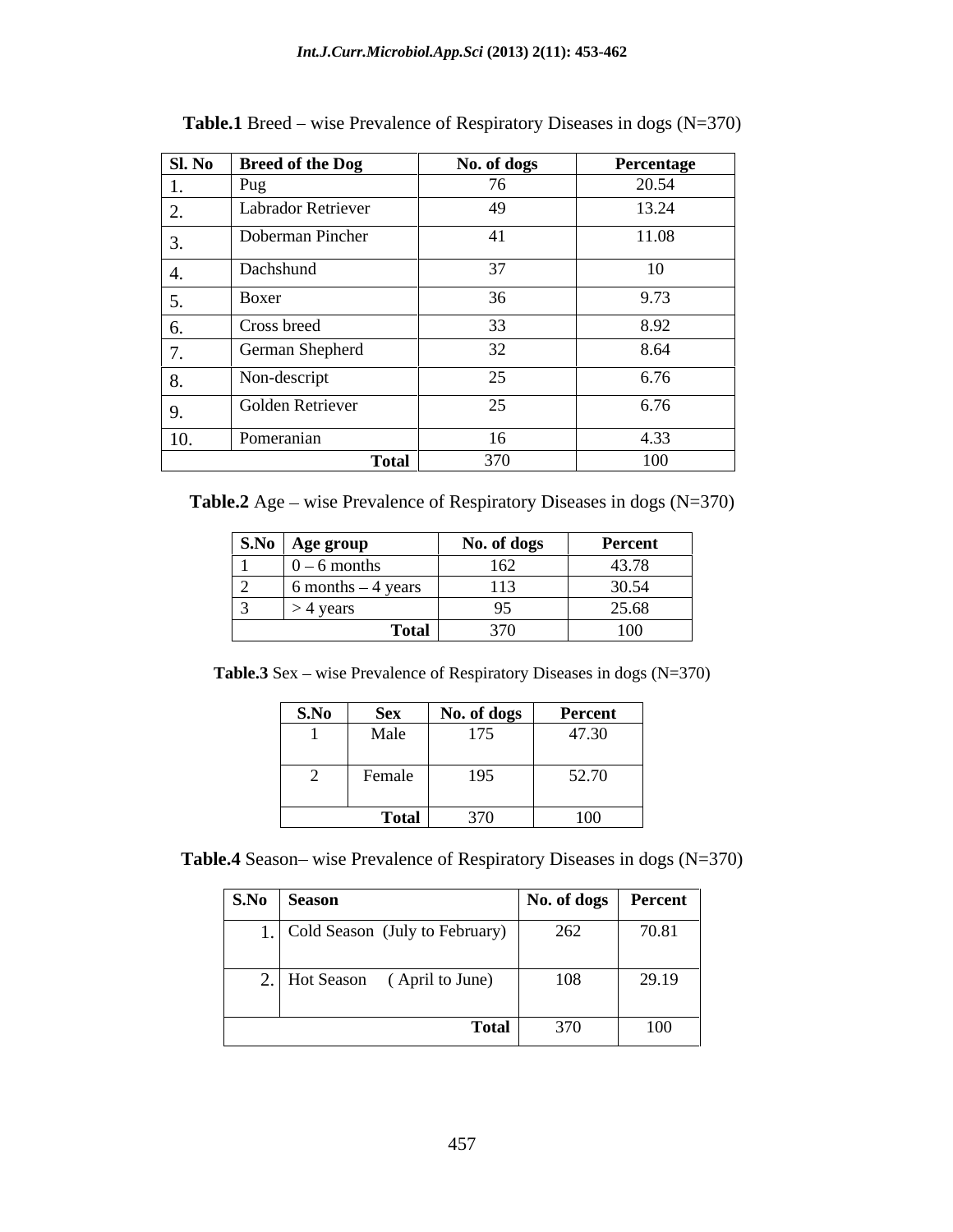**Table.1** Breed – wise Prevalence of Respiratory Diseases in dogs (N=370)

| Sl. No | Breed of the Dog | No. of dogs | Percentage |
|---|---|---|---|
| 1. | Pug | 76 | 20.54 |
| 2. | Labrador Retriever | 49 | 13.24 |
| 3. | Doberman Pincher | 41 | 11.08 |
| 4. | Dachshund | 37 | 10 |
| 5. | Boxer | 36 | 9.73 |
| 6. | Cross breed | 33 | 8.92 |
| 7. | German Shepherd | 32 | 8.64 |
| 8. | Non-descript | 25 | 6.76 |
| 9. | Golden Retriever | 25 | 6.76 |
| 10. | Pomeranian | 16 | 4.33 |
| | **Total** | 370 | 100 |

**Table.2** Age – wise Prevalence of Respiratory Diseases in dogs (N=370)

| S.No | Age group | No. of dogs | Percent |
|---|---|---|---|
| 1 | 0 – 6 months | 162 | 43.78 |
| 2 | 6 months – 4 years | 113 | 30.54 |
| 3 | > 4 years | 95 | 25.68 |
| | **Total** | 370 | 100 |

**Table.3** Sex – wise Prevalence of Respiratory Diseases in dogs (N=370)

| S.No | Sex | No. of dogs | Percent |
|---|---|---|---|
| 1 | Male | 175 | 47.30 |
| 2 | Female | 195 | 52.70 |
| | **Total** | 370 | 100 |

**Table.4** Season– wise Prevalence of Respiratory Diseases in dogs (N=370)

| S.No | Season | No. of dogs | Percent |
|---|---|---|---|
| 1. | Cold Season (July to February) | 262 | 70.81 |
| 2. | Hot Season ( April to June) | 108 | 29.19 |
| | **Total** | 370 | 100 |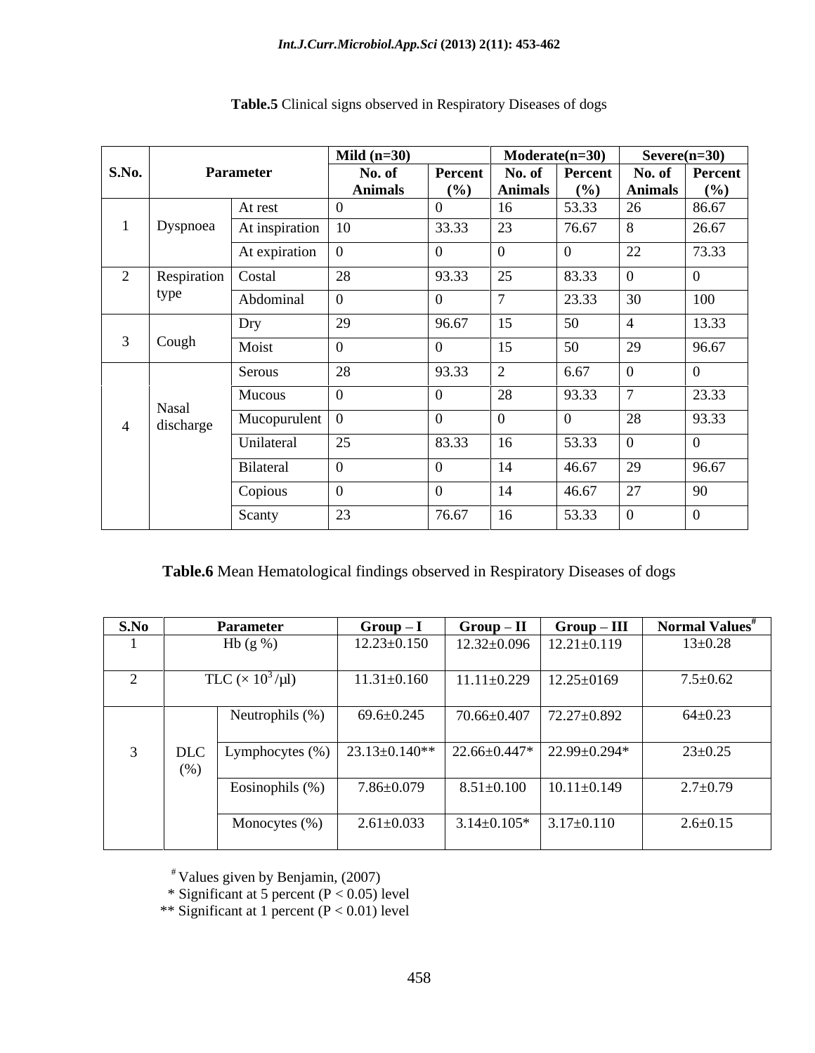**Table.5** Clinical signs observed in Respiratory Diseases of dogs

| S.No. | Parameter | | Mild (n=30) | | Moderate(n=30) | | Severe(n=30) | |
|---|---|---|---|---|---|---|---|---|
| | | | No. of Animals | Percent (%) | No. of Animals | Percent (%) | No. of Animals | Percent (%) |
| 1 | Dyspnoea | At rest | 0 | 0 | 16 | 53.33 | 26 | 86.67 |
| | | At inspiration | 10 | 33.33 | 23 | 76.67 | 8 | 26.67 |
| | | At expiration | 0 | 0 | 0 | 0 | 22 | 73.33 |
| 2 | Respiration type | Costal | 28 | 93.33 | 25 | 83.33 | 0 | 0 |
| | | Abdominal | 0 | 0 | 7 | 23.33 | 30 | 100 |
| 3 | Cough | Dry | 29 | 96.67 | 15 | 50 | 4 | 13.33 |
| | | Moist | 0 | 0 | 15 | 50 | 29 | 96.67 |
| 4 | Nasal discharge | Serous | 28 | 93.33 | 2 | 6.67 | 0 | 0 |
| | | Mucous | 0 | 0 | 28 | 93.33 | 7 | 23.33 |
| | | Mucopurulent | 0 | 0 | 0 | 0 | 28 | 93.33 |
| | | Unilateral | 25 | 83.33 | 16 | 53.33 | 0 | 0 |
| | | Bilateral | 0 | 0 | 14 | 46.67 | 29 | 96.67 |
| | | Copious | 0 | 0 | 14 | 46.67 | 27 | 90 |
| | | Scanty | 23 | 76.67 | 16 | 53.33 | 0 | 0 |

**Table.6** Mean Hematological findings observed in Respiratory Diseases of dogs

| S.No | Parameter | | Group – I | Group – II | Group – III | Normal Values# |
|---|---|---|---|---|---|---|
| 1 | Hb (g %) | | 12.23±0.150 | 12.32±0.096 | 12.21±0.119 | 13±0.28 |
| 2 | TLC ($\times 10^3/\mu l$) | | 11.31±0.160 | 11.11±0.229 | 12.25±0169 | 7.5±0.62 |
| 3 | DLC (%) | Neutrophils (%) | 69.6±0.245 | 70.66±0.407 | 72.27±0.892 | 64±0.23 |
| | | Lymphocytes (%) | 23.13±0.140** | 22.66±0.447* | 22.99±0.294* | 23±0.25 |
| | | Eosinophils (%) | 7.86±0.079 | 8.51±0.100 | 10.11±0.149 | 2.7±0.79 |
| | | Monocytes (%) | 2.61±0.033 | 3.14±0.105* | 3.17±0.110 | 2.6±0.15 |

# Values given by Benjamin, (2007)

* Significant at 5 percent ($P < 0.05$) level

** Significant at 1 percent ($P < 0.01$) level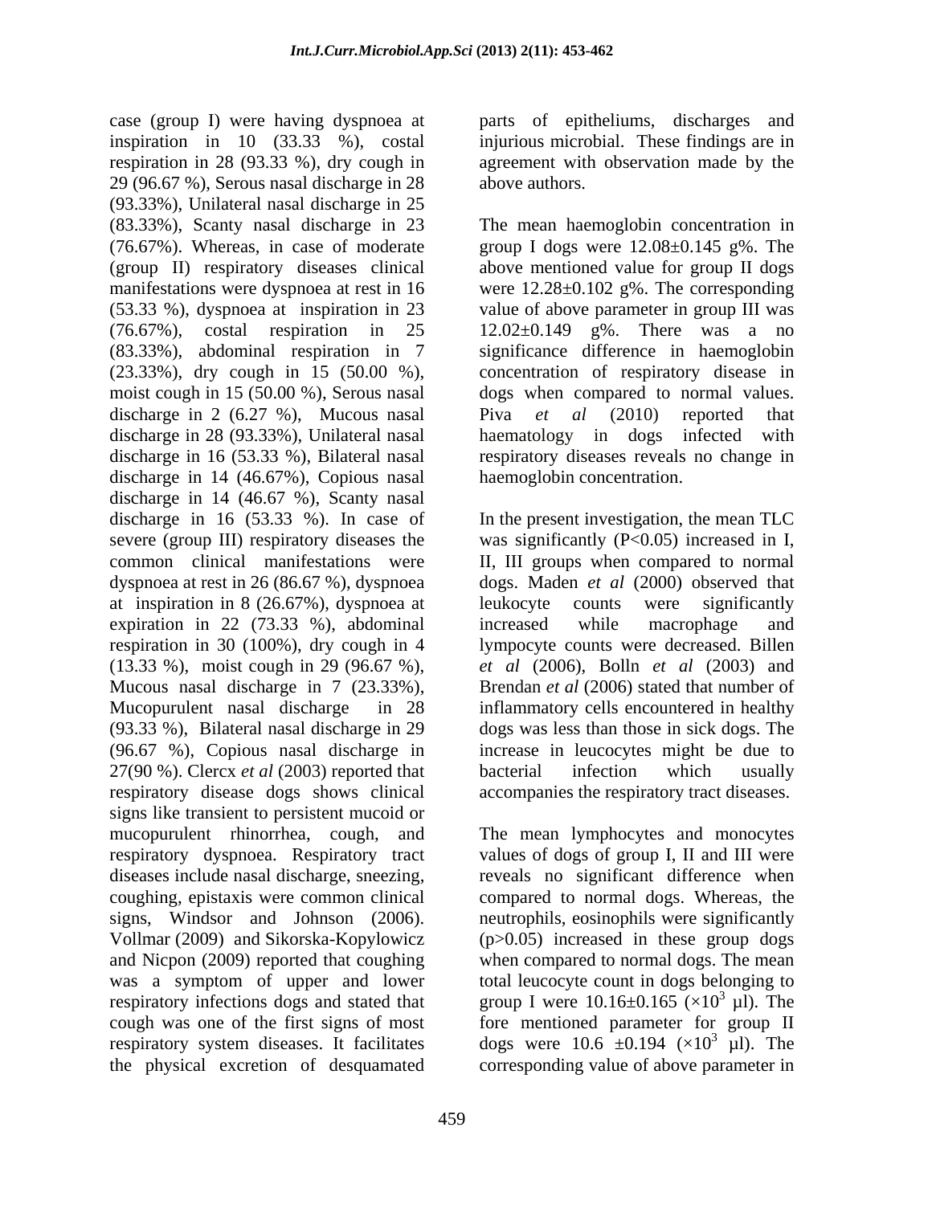case (group I) were having dyspnoea at inspiration in 10 (33.33 %), costal respiration in 28 (93.33 %), dry cough in 29 (96.67 %), Serous nasal discharge in 28 (93.33%), Unilateral nasal discharge in 25 (83.33%), Scanty nasal discharge in 23 (76.67%). Whereas, in case of moderate (group II) respiratory diseases clinical manifestations were dyspnoea at rest in 16 (53.33 %), dyspnoea at inspiration in 23 (76.67%), costal respiration in 25 (83.33%), abdominal respiration in 7 (23.33%), dry cough in 15 (50.00 %), moist cough in 15 (50.00 %), Serous nasal discharge in 2 (6.27 %), Mucous nasal discharge in 28 (93.33%), Unilateral nasal discharge in 16 (53.33 %), Bilateral nasal discharge in 14 (46.67%), Copious nasal discharge in 14 (46.67 %), Scanty nasal discharge in 16 (53.33 %). In case of severe (group III) respiratory diseases the common clinical manifestations were dyspnoea at rest in 26 (86.67 %), dyspnoea at inspiration in 8 (26.67%), dyspnoea at expiration in 22 (73.33 %), abdominal respiration in 30 (100%), dry cough in 4 (13.33 %), moist cough in 29 (96.67 %), Mucous nasal discharge in 7 (23.33%), Mucopurulent nasal discharge in 28 (93.33 %), Bilateral nasal discharge in 29 (96.67 %), Copious nasal discharge in 27(90 %). Clercx *et al* (2003) reported that respiratory disease dogs shows clinical signs like transient to persistent mucoid or mucopurulent rhinorrhea, cough, and respiratory dyspnoea. Respiratory tract diseases include nasal discharge, sneezing, coughing, epistaxis were common clinical signs, Windsor and Johnson (2006). Vollmar (2009) and Sikorska-Kopylowicz and Nicpon (2009) reported that coughing was a symptom of upper and lower respiratory infections dogs and stated that cough was one of the first signs of most respiratory system diseases. It facilitates the physical excretion of desquamated parts of epitheliums, discharges and injurious microbial. These findings are in agreement with observation made by the above authors.

The mean haemoglobin concentration in group I dogs were 12.08±0.145 g%. The above mentioned value for group II dogs were 12.28±0.102 g%. The corresponding value of above parameter in group III was 12.02±0.149 g%. There was a no significance difference in haemoglobin concentration of respiratory disease in dogs when compared to normal values. Piva *et al* (2010) reported that haematology in dogs infected with respiratory diseases reveals no change in haemoglobin concentration.

In the present investigation, the mean TLC was significantly ($P<0.05$) increased in I, II, III groups when compared to normal dogs. Maden *et al* (2000) observed that leukocyte counts were significantly increased while macrophage and lympocyte counts were decreased. Billen *et al* (2006), Bolln *et al* (2003) and Brendan *et al* (2006) stated that number of inflammatory cells encountered in healthy dogs was less than those in sick dogs. The increase in leucocytes might be due to bacterial infection which usually accompanies the respiratory tract diseases.

The mean lymphocytes and monocytes values of dogs of group I, II and III were reveals no significant difference when compared to normal dogs. Whereas, the neutrophils, eosinophils were significantly ($p>0.05$) increased in these group dogs when compared to normal dogs. The mean total leucocyte count in dogs belonging to group I were 10.16±0.165 ($\times10^3$ µl). The fore mentioned parameter for group II dogs were 10.6 ±0.194 ($\times10^3$ µl). The corresponding value of above parameter in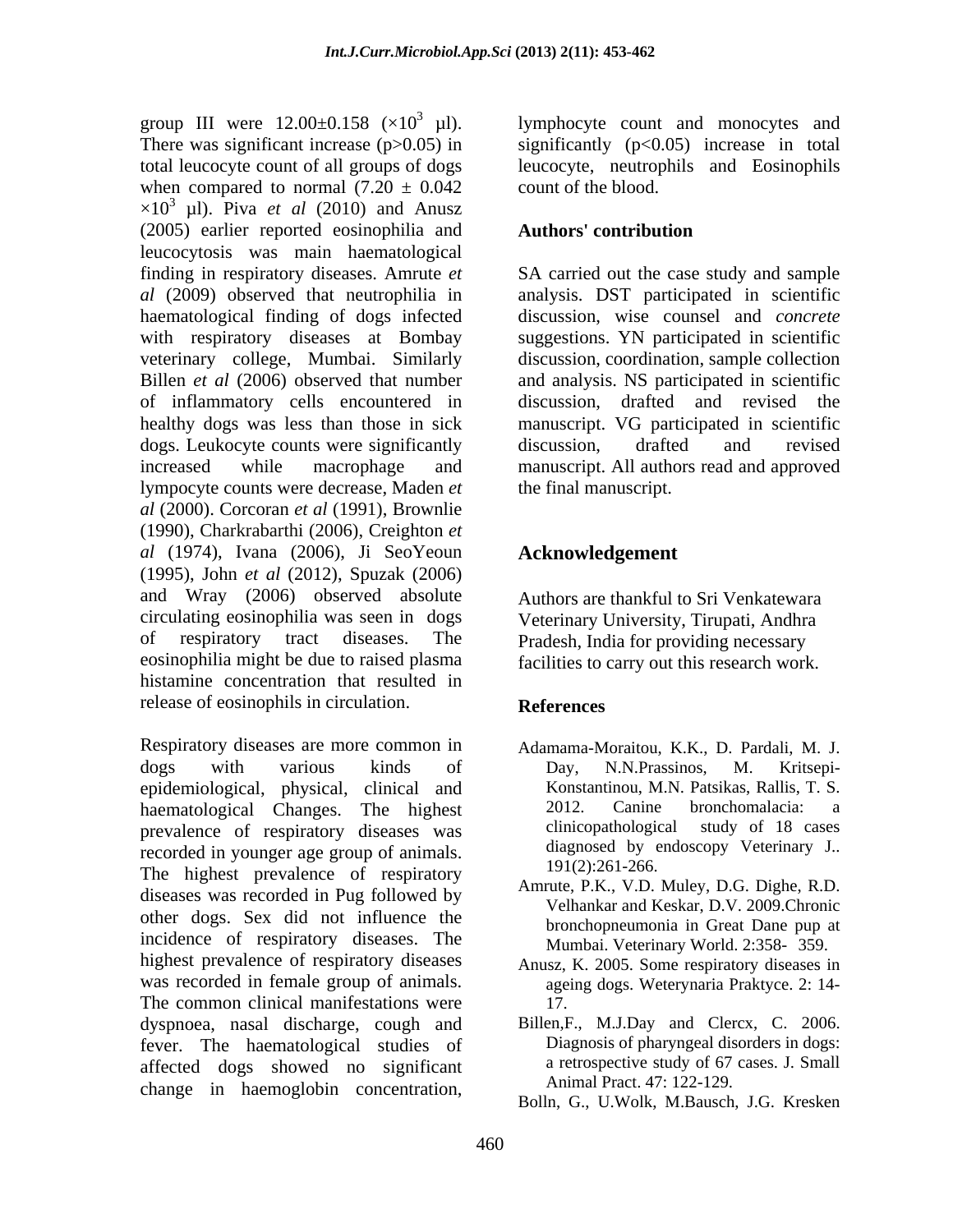group III were $12.00\pm0.158$ ($\times10^3$ µl). There was significant increase ($p>0.05$) in total leucocyte count of all groups of dogs when compared to normal ($7.20 \pm 0.042 \times10^3$ µl). Piva *et al* (2010) and Anusz (2005) earlier reported eosinophilia and leucocytosis was main haematological finding in respiratory diseases. Amrute *et al* (2009) observed that neutrophilia in haematological finding of dogs infected with respiratory diseases at Bombay veterinary college, Mumbai. Similarly Billen *et al* (2006) observed that number of inflammatory cells encountered in healthy dogs was less than those in sick dogs. Leukocyte counts were significantly increased while macrophage and lympocyte counts were decrease, Maden *et al* (2000). Corcoran *et al* (1991), Brownlie (1990), Charkrabarthi (2006), Creighton *et al* (1974), Ivana (2006), Ji SeoYeoun (1995), John *et al* (2012), Spuzak (2006) and Wray (2006) observed absolute circulating eosinophilia was seen in dogs of respiratory tract diseases. The eosinophilia might be due to raised plasma histamine concentration that resulted in release of eosinophils in circulation.

Respiratory diseases are more common in dogs with various kinds of epidemiological, physical, clinical and haematological Changes. The highest prevalence of respiratory diseases was recorded in younger age group of animals. The highest prevalence of respiratory diseases was recorded in Pug followed by other dogs. Sex did not influence the incidence of respiratory diseases. The highest prevalence of respiratory diseases was recorded in female group of animals. The common clinical manifestations were dyspnoea, nasal discharge, cough and fever. The haematological studies of affected dogs showed no significant change in haemoglobin concentration, lymphocyte count and monocytes and significantly ($p<0.05$) increase in total leucocyte, neutrophils and Eosinophils count of the blood.

## Authors' contribution

SA carried out the case study and sample analysis. DST participated in scientific discussion, wise counsel and *concrete* suggestions. YN participated in scientific discussion, coordination, sample collection and analysis. NS participated in scientific discussion, drafted and revised the manuscript. VG participated in scientific discussion, drafted and revised manuscript. All authors read and approved the final manuscript.

## Acknowledgement

Authors are thankful to Sri Venkatewara Veterinary University, Tirupati, Andhra Pradesh, India for providing necessary facilities to carry out this research work.

## References

Adamama-Moraitou, K.K., D. Pardali, M. J. Day, N.N.Prassinos, M. Kritsepi-Konstantinou, M.N. Patsikas, Rallis, T. S. 2012. Canine bronchomalacia: a clinicopathological study of 18 cases diagnosed by endoscopy Veterinary J.. 191(2):261-266.

Amrute, P.K., V.D. Muley, D.G. Dighe, R.D. Velhankar and Keskar, D.V. 2009.Chronic bronchopneumonia in Great Dane pup at Mumbai. Veterinary World. 2:358- 359.

Anusz, K. 2005. Some respiratory diseases in ageing dogs. Weterynaria Praktyce. 2: 14-17.

Billen,F., M.J.Day and Clercx, C. 2006. Diagnosis of pharyngeal disorders in dogs: a retrospective study of 67 cases. J. Small Animal Pract. 47: 122-129.

Bolln, G., U.Wolk, M.Bausch, J.G. Kresken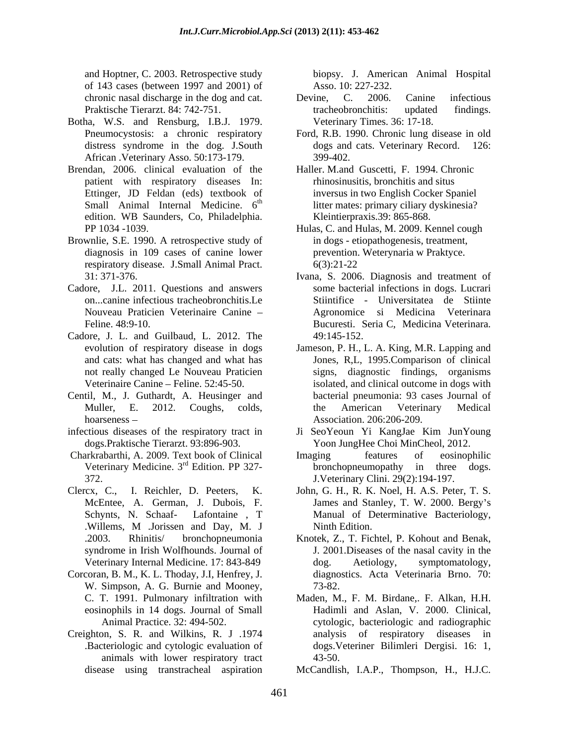and Hoptner, C. 2003. Retrospective study of 143 cases (between 1997 and 2001) of chronic nasal discharge in the dog and cat. Praktische Tierarzt. 84: 742-751.

Botha, W.S. and Rensburg, I.B.J. 1979. Pneumocystosis: a chronic respiratory distress syndrome in the dog. J.South African .Veterinary Asso. 50:173-179.

Brendan, 2006. clinical evaluation of the patient with respiratory diseases In: Ettinger, JD Feldan (eds) textbook of Small Animal Internal Medicine. 6th edition. WB Saunders, Co, Philadelphia. PP 1034 -1039.

Brownlie, S.E. 1990. A retrospective study of diagnosis in 109 cases of canine lower respiratory disease. J.Small Animal Pract. 31: 371-376.

Cadore, J.L. 2011. Questions and answers on...canine infectious tracheobronchitis.Le Nouveau Praticien Veterinaire Canine – Feline. 48:9-10.

Cadore, J. L. and Guilbaud, L. 2012. The evolution of respiratory disease in dogs and cats: what has changed and what has not really changed Le Nouveau Praticien Veterinaire Canine – Feline. 52:45-50.

Centil, M., J. Guthardt, A. Heusinger and Muller, E. 2012. Coughs, colds, hoarseness –

infectious diseases of the respiratory tract in dogs.Praktische Tierarzt. 93:896-903.

Charkrabarthi, A. 2009. Text book of Clinical Veterinary Medicine. 3rd Edition. PP 327-372.

Clercx, C., I. Reichler, D. Peeters, K. McEntee, A. German, J. Dubois, F. Schynts, N. Schaaf- Lafontaine , T .Willems, M .Jorissen and Day, M. J .2003. Rhinitis/ bronchopneumonia syndrome in Irish Wolfhounds. Journal of Veterinary Internal Medicine. 17: 843-849

Corcoran, B. M., K. L. Thoday, J.I, Henfrey, J. W. Simpson, A. G. Burnie and Mooney, C. T. 1991. Pulmonary infiltration with eosinophils in 14 dogs. Journal of Small Animal Practice. 32: 494-502.

Creighton, S. R. and Wilkins, R. J .1974 .Bacteriologic and cytologic evaluation of animals with lower respiratory tract disease using transtracheal aspiration biopsy. J. American Animal Hospital Asso. 10: 227-232.

Devine, C. 2006. Canine infectious tracheobronchitis: updated findings. Veterinary Times. 36: 17-18.

Ford, R.B. 1990. Chronic lung disease in old dogs and cats. Veterinary Record. 126: 399-402.

Haller. M.and Guscetti, F. 1994. Chronic rhinosinusitis, bronchitis and situs inversus in two English Cocker Spaniel litter mates: primary ciliary dyskinesia? Kleintierpraxis.39: 865-868.

Hulas, C. and Hulas, M. 2009. Kennel cough in dogs - etiopathogenesis, treatment, prevention. Weterynaria w Praktyce. 6(3):21-22

Ivana, S. 2006. Diagnosis and treatment of some bacterial infections in dogs. Lucrari Stiintifice - Universitatea de Stiinte Agronomice si Medicina Veterinara Bucuresti. Seria C, Medicina Veterinara. 49:145-152.

Jameson, P. H., L. A. King, M.R. Lapping and Jones, R,L, 1995.Comparison of clinical signs, diagnostic findings, organisms isolated, and clinical outcome in dogs with bacterial pneumonia: 93 cases Journal of the American Veterinary Medical Association. 206:206-209.

Ji SeoYeoun Yi KangJae Kim JunYoung Yoon JungHee Choi MinCheol, 2012. Imaging features of eosinophilic bronchopneumopathy in three dogs. J.Veterinary Clini. 29(2):194-197.

John, G. H., R. K. Noel, H. A.S. Peter, T. S. James and Stanley, T. W. 2000. Bergy's Manual of Determinative Bacteriology, Ninth Edition.

Knotek, Z., T. Fichtel, P. Kohout and Benak, J. 2001.Diseases of the nasal cavity in the dog. Aetiology, symptomatology, diagnostics. Acta Veterinaria Brno. 70: 73-82.

Maden, M., F. M. Birdane,. F. Alkan, H.H. Hadimli and Aslan, V. 2000. Clinical, cytologic, bacteriologic and radiographic analysis of respiratory diseases in dogs.Veteriner Bilimleri Dergisi. 16: 1, 43-50.

McCandlish, I.A.P., Thompson, H., H.J.C.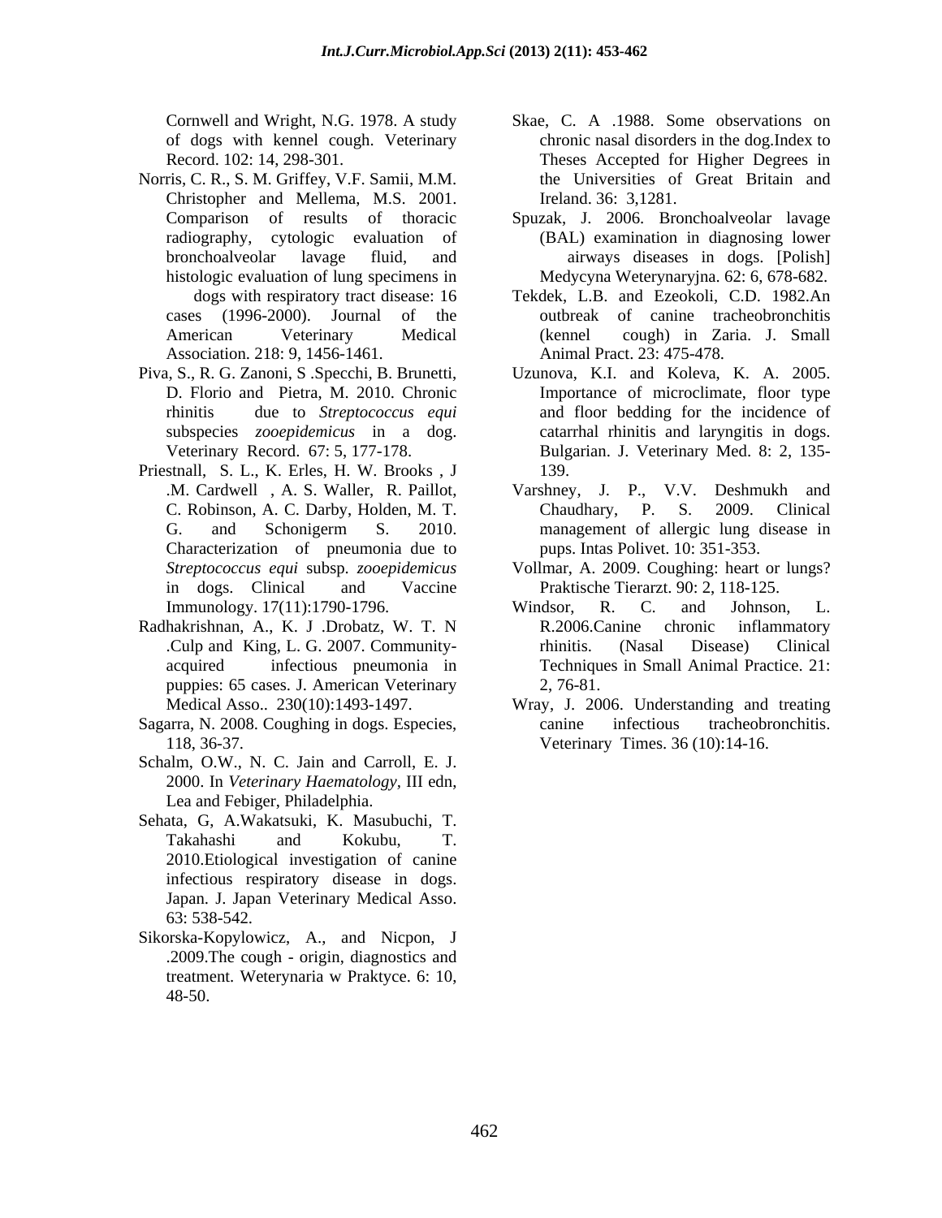Cornwell and Wright, N.G. 1978. A study of dogs with kennel cough. Veterinary Record. 102: 14, 298-301.

Norris, C. R., S. M. Griffey, V.F. Samii, M.M. Christopher and Mellema, M.S. 2001. Comparison of results of thoracic radiography, cytologic evaluation of bronchoalveolar lavage fluid, and histologic evaluation of lung specimens in dogs with respiratory tract disease: 16 cases (1996-2000). Journal of the American Veterinary Medical Association. 218: 9, 1456-1461.

Piva, S., R. G. Zanoni, S .Specchi, B. Brunetti, D. Florio and Pietra, M. 2010. Chronic rhinitis due to *Streptococcus equi* subspecies *zooepidemicus* in a dog. Veterinary Record. 67: 5, 177-178.

Priestnall, S. L., K. Erles, H. W. Brooks , J .M. Cardwell , A. S. Waller, R. Paillot, C. Robinson, A. C. Darby, Holden, M. T. G. and Schonigerm S. 2010. Characterization of pneumonia due to *Streptococcus equi* subsp. *zooepidemicus* in dogs. Clinical and Vaccine Immunology. 17(11):1790-1796.

Radhakrishnan, A., K. J .Drobatz, W. T. N .Culp and King, L. G. 2007. Community-acquired infectious pneumonia in puppies: 65 cases. J. American Veterinary Medical Asso.. 230(10):1493-1497.

Sagarra, N. 2008. Coughing in dogs. Especies, 118, 36-37.

Schalm, O.W., N. C. Jain and Carroll, E. J. 2000. In *Veterinary Haematology*, III edn, Lea and Febiger, Philadelphia.

Sehata, G, A.Wakatsuki, K. Masubuchi, T. Takahashi and Kokubu, T. 2010.Etiological investigation of canine infectious respiratory disease in dogs. Japan. J. Japan Veterinary Medical Asso. 63: 538-542.

Sikorska-Kopylowicz, A., and Nicpon, J .2009.The cough - origin, diagnostics and treatment. Weterynaria w Praktyce. 6: 10, 48-50.

Skae, C. A .1988. Some observations on chronic nasal disorders in the dog.Index to Theses Accepted for Higher Degrees in the Universities of Great Britain and Ireland. 36: 3,1281.

Spuzak, J. 2006. Bronchoalveolar lavage (BAL) examination in diagnosing lower airways diseases in dogs. [Polish] Medycyna Weterynaryjna. 62: 6, 678-682.

Tekdek, L.B. and Ezeokoli, C.D. 1982.An outbreak of canine tracheobronchitis (kennel cough) in Zaria. J. Small Animal Pract. 23: 475-478.

Uzunova, K.I. and Koleva, K. A. 2005. Importance of microclimate, floor type and floor bedding for the incidence of catarrhal rhinitis and laryngitis in dogs. Bulgarian. J. Veterinary Med. 8: 2, 135-139.

Varshney, J. P., V.V. Deshmukh and Chaudhary, P. S. 2009. Clinical management of allergic lung disease in pups. Intas Polivet. 10: 351-353.

Vollmar, A. 2009. Coughing: heart or lungs? Praktische Tierarzt. 90: 2, 118-125.

Windsor, R. C. and Johnson, L. R.2006.Canine chronic inflammatory rhinitis. (Nasal Disease) Clinical Techniques in Small Animal Practice. 21: 2, 76-81.

Wray, J. 2006. Understanding and treating canine infectious tracheobronchitis. Veterinary Times. 36 (10):14-16.